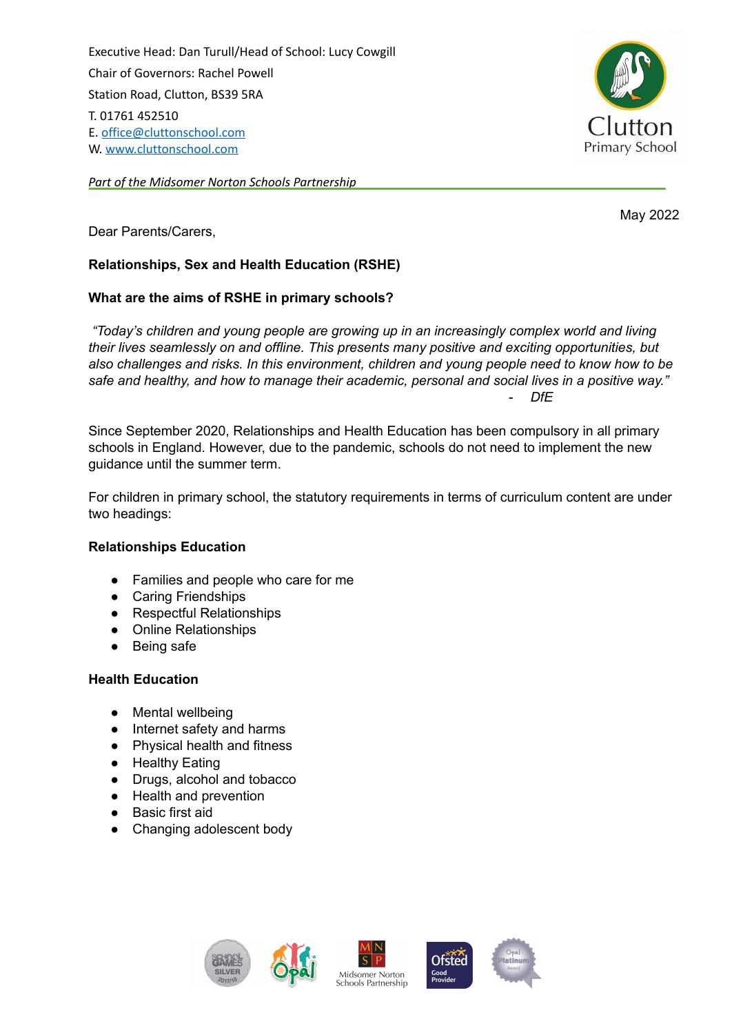Executive Head: Dan Turull/Head of School: Lucy Cowgill
Chair of Governors: Rachel Powell
Station Road, Clutton, BS39 5RA
T. 01761 452510
E. office@cluttonschool.com
W. www.cluttonschool.com

Clutton Primary School

*Part of the Midsomer Norton Schools Partnership*

May 2022

Dear Parents/Carers,

**Relationships, Sex and Health Education (RSHE)**

**What are the aims of RSHE in primary schools?**

*"Today's children and young people are growing up in an increasingly complex world and living their lives seamlessly on and offline. This presents many positive and exciting opportunities, but also challenges and risks. In this environment, children and young people need to know how to be safe and healthy, and how to manage their academic, personal and social lives in a positive way."*

*- DfE*

Since September 2020, Relationships and Health Education has been compulsory in all primary schools in England. However, due to the pandemic, schools do not need to implement the new guidance until the summer term.

For children in primary school, the statutory requirements in terms of curriculum content are under two headings:

**Relationships Education**

- Families and people who care for me
- Caring Friendships
- Respectful Relationships
- Online Relationships
- Being safe

**Health Education**

- Mental wellbeing
- Internet safety and harms
- Physical health and fitness
- Healthy Eating
- Drugs, alcohol and tobacco
- Health and prevention
- Basic first aid
- Changing adolescent body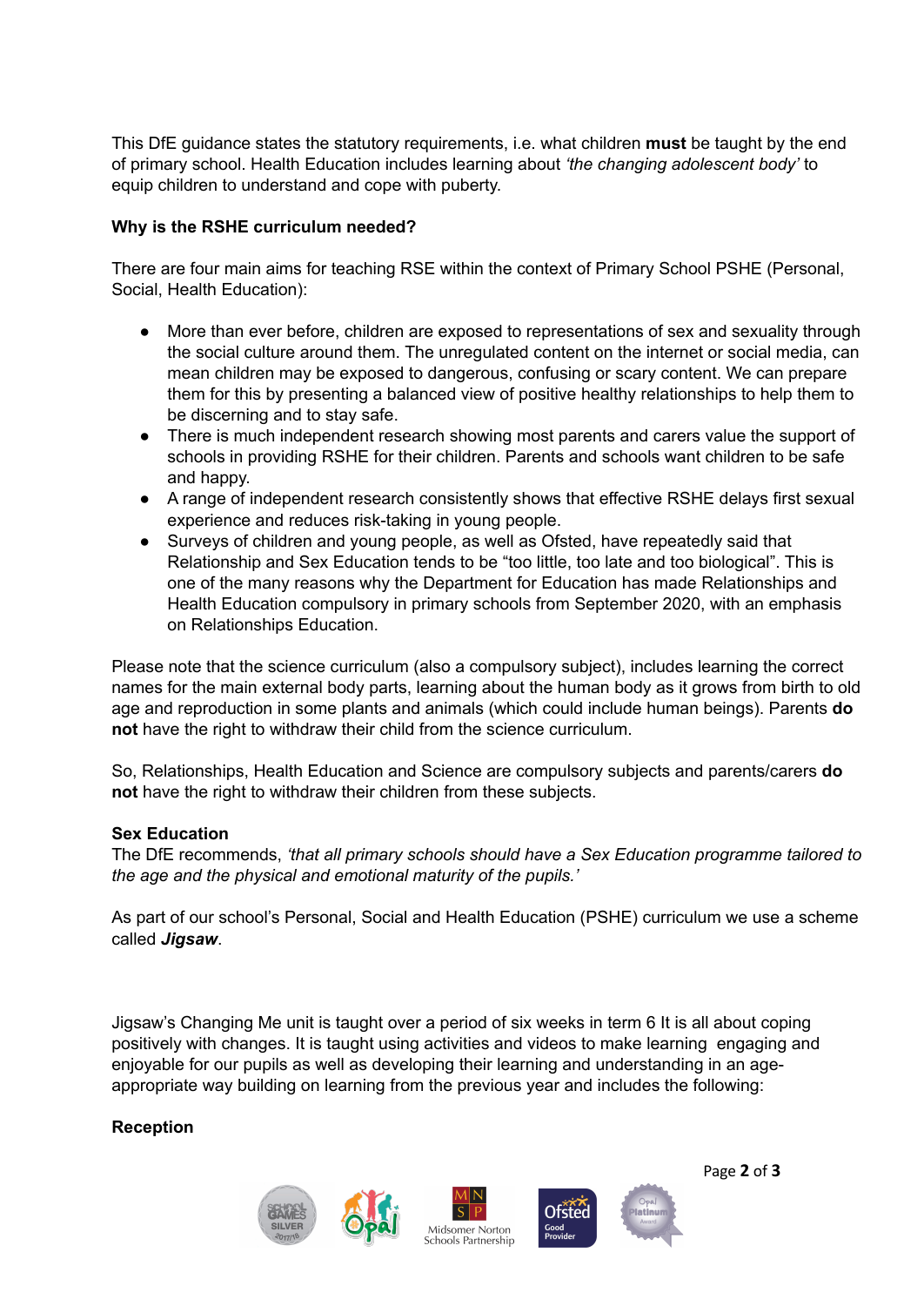This DfE guidance states the statutory requirements, i.e. what children **must** be taught by the end of primary school. Health Education includes learning about *'the changing adolescent body'* to equip children to understand and cope with puberty.

**Why is the RSHE curriculum needed?**

There are four main aims for teaching RSE within the context of Primary School PSHE (Personal, Social, Health Education):

- More than ever before, children are exposed to representations of sex and sexuality through the social culture around them. The unregulated content on the internet or social media, can mean children may be exposed to dangerous, confusing or scary content. We can prepare them for this by presenting a balanced view of positive healthy relationships to help them to be discerning and to stay safe.
- There is much independent research showing most parents and carers value the support of schools in providing RSHE for their children. Parents and schools want children to be safe and happy.
- A range of independent research consistently shows that effective RSHE delays first sexual experience and reduces risk-taking in young people.
- Surveys of children and young people, as well as Ofsted, have repeatedly said that Relationship and Sex Education tends to be "too little, too late and too biological". This is one of the many reasons why the Department for Education has made Relationships and Health Education compulsory in primary schools from September 2020, with an emphasis on Relationships Education.

Please note that the science curriculum (also a compulsory subject), includes learning the correct names for the main external body parts, learning about the human body as it grows from birth to old age and reproduction in some plants and animals (which could include human beings). Parents **do not** have the right to withdraw their child from the science curriculum.

So, Relationships, Health Education and Science are compulsory subjects and parents/carers **do not** have the right to withdraw their children from these subjects.

**Sex Education**

The DfE recommends, *'that all primary schools should have a Sex Education programme tailored to the age and the physical and emotional maturity of the pupils.'*

As part of our school's Personal, Social and Health Education (PSHE) curriculum we use a scheme called ***Jigsaw***.

Jigsaw's Changing Me unit is taught over a period of six weeks in term 6 It is all about coping positively with changes. It is taught using activities and videos to make learning engaging and enjoyable for our pupils as well as developing their learning and understanding in an age-appropriate way building on learning from the previous year and includes the following:

**Reception**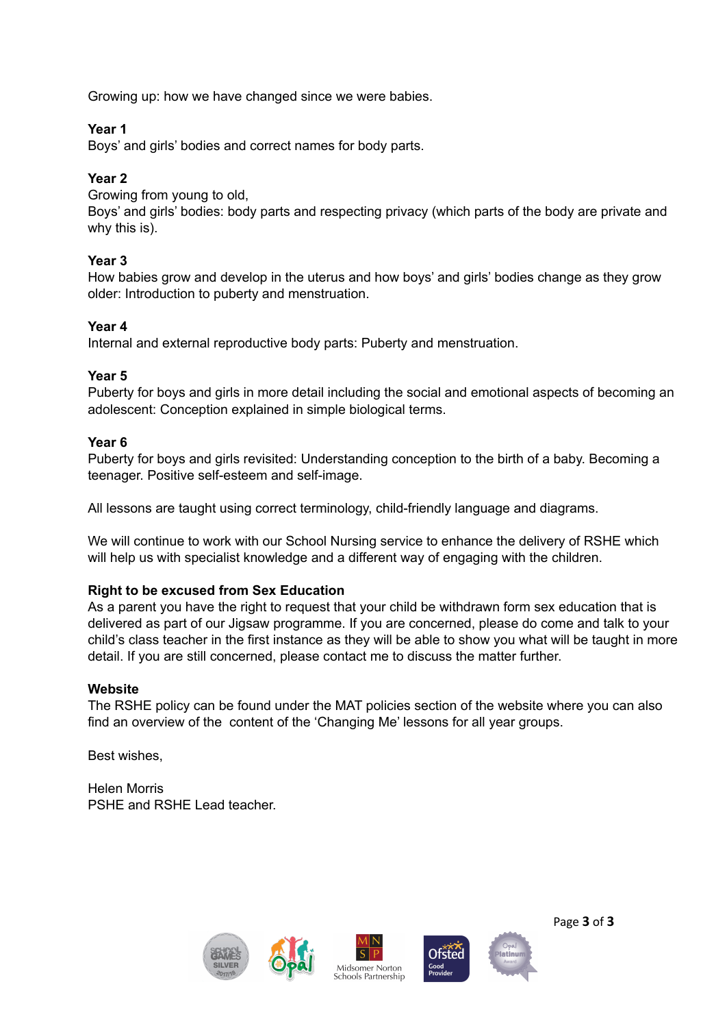Growing up: how we have changed since we were babies.

**Year 1**
Boys' and girls' bodies and correct names for body parts.

**Year 2**
Growing from young to old,
Boys' and girls' bodies: body parts and respecting privacy (which parts of the body are private and why this is).

**Year 3**
How babies grow and develop in the uterus and how boys' and girls' bodies change as they grow older: Introduction to puberty and menstruation.

**Year 4**
Internal and external reproductive body parts: Puberty and menstruation.

**Year 5**
Puberty for boys and girls in more detail including the social and emotional aspects of becoming an adolescent: Conception explained in simple biological terms.

**Year 6**
Puberty for boys and girls revisited: Understanding conception to the birth of a baby. Becoming a teenager. Positive self-esteem and self-image.

All lessons are taught using correct terminology, child-friendly language and diagrams.

We will continue to work with our School Nursing service to enhance the delivery of RSHE which will help us with specialist knowledge and a different way of engaging with the children.

**Right to be excused from Sex Education**
As a parent you have the right to request that your child be withdrawn form sex education that is delivered as part of our Jigsaw programme. If you are concerned, please do come and talk to your child's class teacher in the first instance as they will be able to show you what will be taught in more detail. If you are still concerned, please contact me to discuss the matter further.

**Website**
The RSHE policy can be found under the MAT policies section of the website where you can also find an overview of the content of the 'Changing Me' lessons for all year groups.

Best wishes,

Helen Morris
PSHE and RSHE Lead teacher.